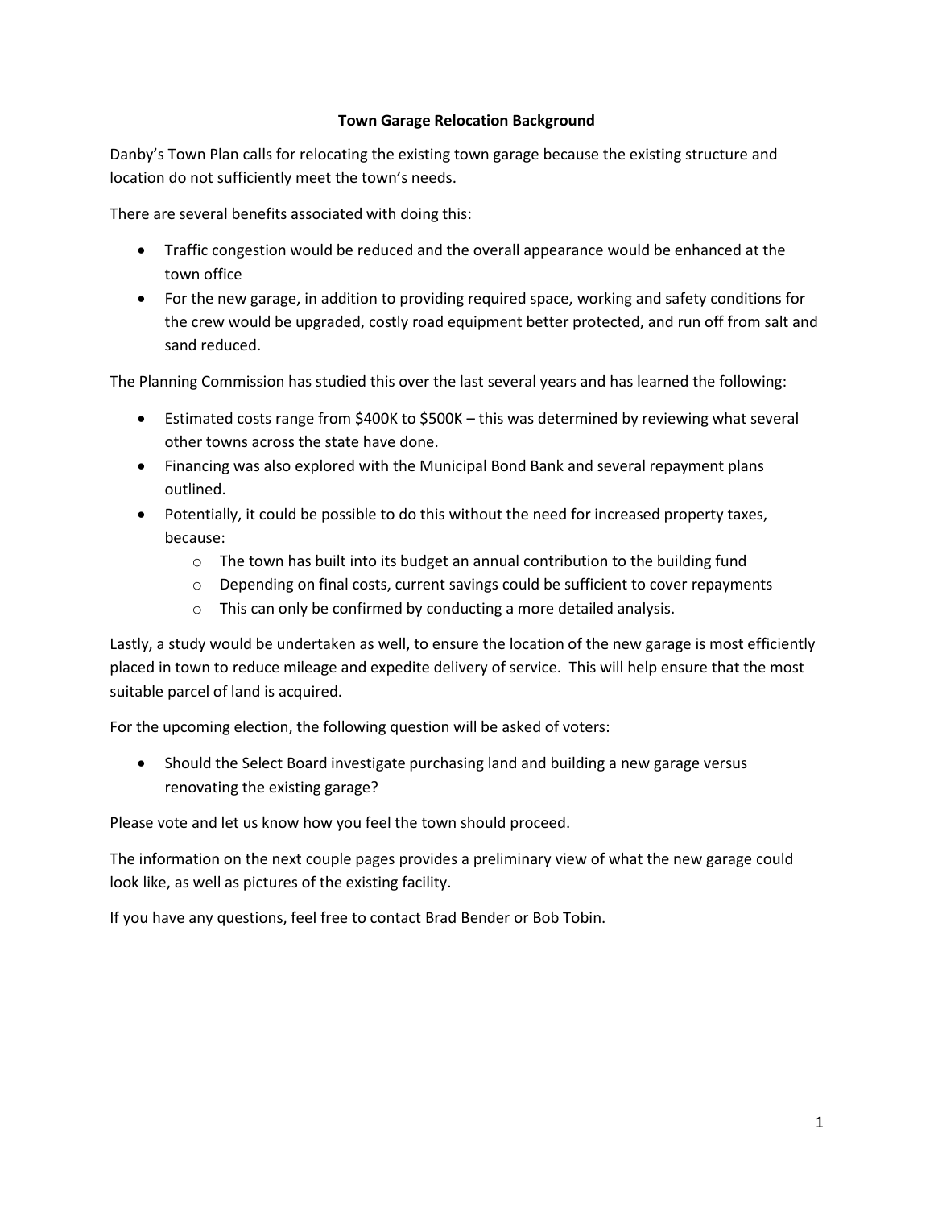# Town Garage Relocation Background

Danby's Town Plan calls for relocating the existing town garage because the existing structure and location do not sufficiently meet the town's needs.

There are several benefits associated with doing this:

- Traffic congestion would be reduced and the overall appearance would be enhanced at the town office
- For the new garage, in addition to providing required space, working and safety conditions for the crew would be upgraded, costly road equipment better protected, and run off from salt and sand reduced.

The Planning Commission has studied this over the last several years and has learned the following:

- Estimated costs range from $400K to $500K – this was determined by reviewing what several other towns across the state have done.
- Financing was also explored with the Municipal Bond Bank and several repayment plans outlined.
- Potentially, it could be possible to do this without the need for increased property taxes, because:
    - The town has built into its budget an annual contribution to the building fund
    - Depending on final costs, current savings could be sufficient to cover repayments
    - This can only be confirmed by conducting a more detailed analysis.

Lastly, a study would be undertaken as well, to ensure the location of the new garage is most efficiently placed in town to reduce mileage and expedite delivery of service. This will help ensure that the most suitable parcel of land is acquired.

For the upcoming election, the following question will be asked of voters:

- Should the Select Board investigate purchasing land and building a new garage versus renovating the existing garage?

Please vote and let us know how you feel the town should proceed.

The information on the next couple pages provides a preliminary view of what the new garage could look like, as well as pictures of the existing facility.

If you have any questions, feel free to contact Brad Bender or Bob Tobin.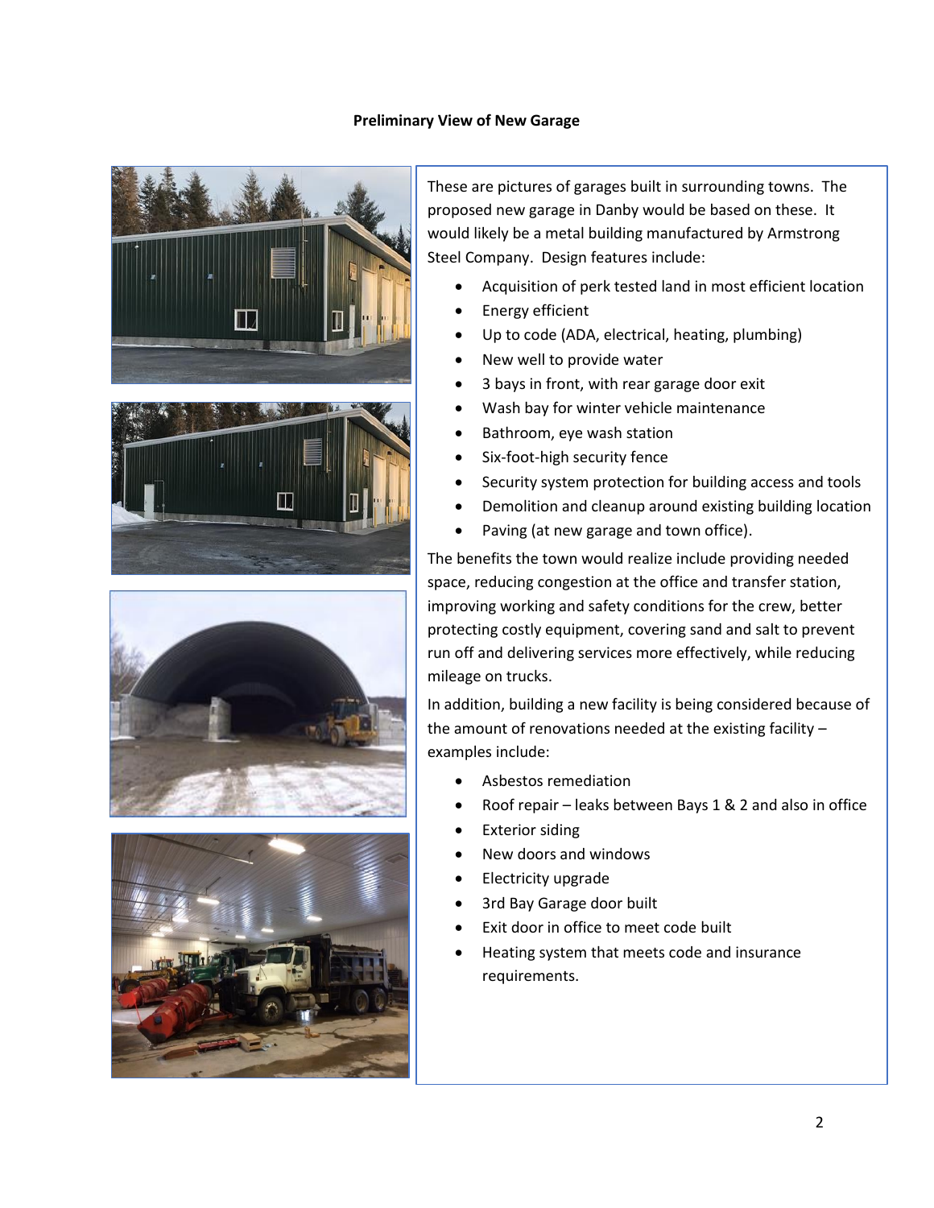## Preliminary View of New Garage

These are pictures of garages built in surrounding towns. The proposed new garage in Danby would be based on these. It would likely be a metal building manufactured by Armstrong Steel Company. Design features include:

- Acquisition of perk tested land in most efficient location
- Energy efficient
- Up to code (ADA, electrical, heating, plumbing)
- New well to provide water
- 3 bays in front, with rear garage door exit
- Wash bay for winter vehicle maintenance
- Bathroom, eye wash station
- Six-foot-high security fence
- Security system protection for building access and tools
- Demolition and cleanup around existing building location
- Paving (at new garage and town office).

The benefits the town would realize include providing needed space, reducing congestion at the office and transfer station, improving working and safety conditions for the crew, better protecting costly equipment, covering sand and salt to prevent run off and delivering services more effectively, while reducing mileage on trucks.

In addition, building a new facility is being considered because of the amount of renovations needed at the existing facility – examples include:

- Asbestos remediation
- Roof repair – leaks between Bays 1 & 2 and also in office
- Exterior siding
- New doors and windows
- Electricity upgrade
- 3rd Bay Garage door built
- Exit door in office to meet code built
- Heating system that meets code and insurance requirements.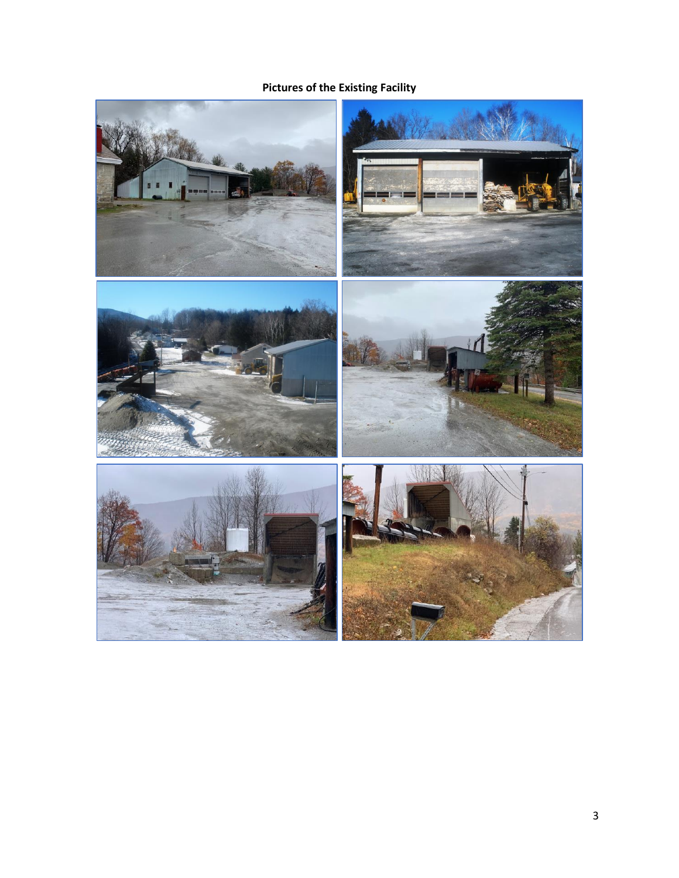**Pictures of the Existing Facility**